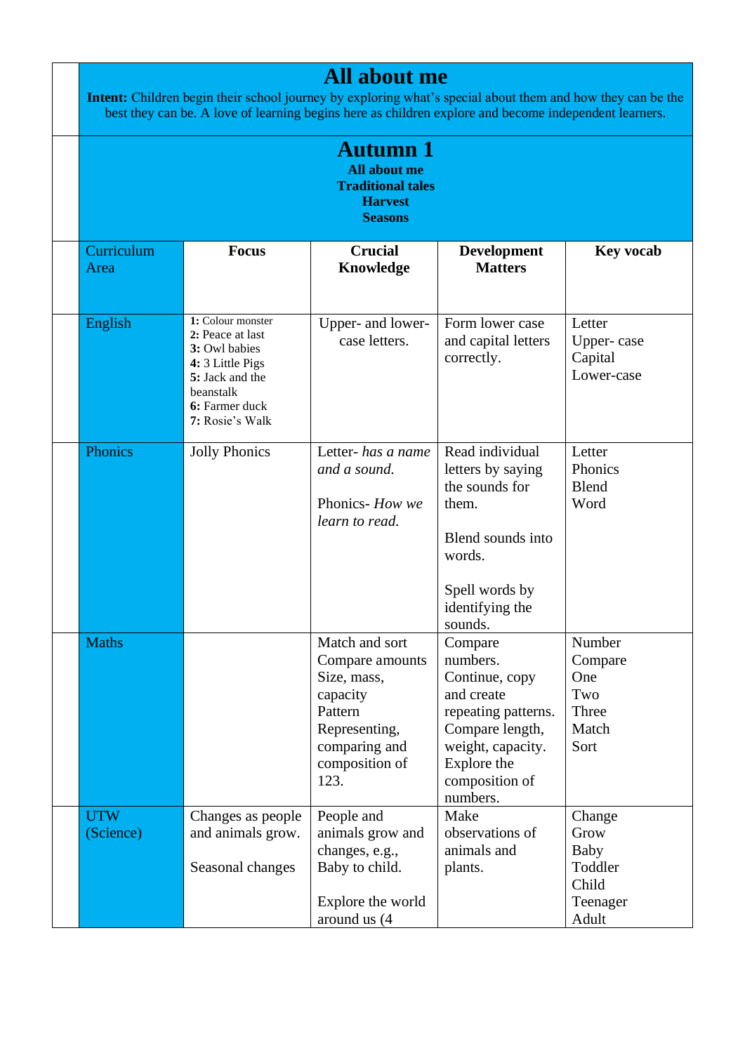# All about me

**Intent:** Children begin their school journey by exploring what's special about them and how they can be the best they can be. A love of learning begins here as children explore and become independent learners.

## Autumn 1

**All about me**
**Traditional tales**
**Harvest**
**Seasons**

| Curriculum Area | Focus | Crucial Knowledge | Development Matters | Key vocab |
|---|---|---|---|---|
| English | **1:** Colour monster<br>**2:** Peace at last<br>**3:** Owl babies<br>**4:** 3 Little Pigs<br>**5:** Jack and the beanstalk<br>**6:** Farmer duck<br>**7:** Rosie's Walk | Upper- and lower-case letters. | Form lower case and capital letters correctly. | Letter<br>Upper- case<br>Capital<br>Lower-case |
| Phonics | Jolly Phonics | Letter- *has a name and a sound.*<br><br>Phonics- *How we learn to read.* | Read individual letters by saying the sounds for them.<br><br>Blend sounds into words.<br><br>Spell words by identifying the sounds. | Letter<br>Phonics<br>Blend<br>Word |
| Maths | | Match and sort<br>Compare amounts<br>Size, mass, capacity<br>Pattern<br>Representing, comparing and composition of 123. | Compare numbers.<br>Continue, copy and create repeating patterns.<br>Compare length, weight, capacity.<br>Explore the composition of numbers. | Number<br>Compare<br>One<br>Two<br>Three<br>Match<br>Sort |
| UTW (Science) | Changes as people and animals grow.<br><br>Seasonal changes | People and animals grow and changes, e.g., Baby to child.<br><br>Explore the world around us (4 | Make observations of animals and plants. | Change<br>Grow<br>Baby<br>Toddler<br>Child<br>Teenager<br>Adult |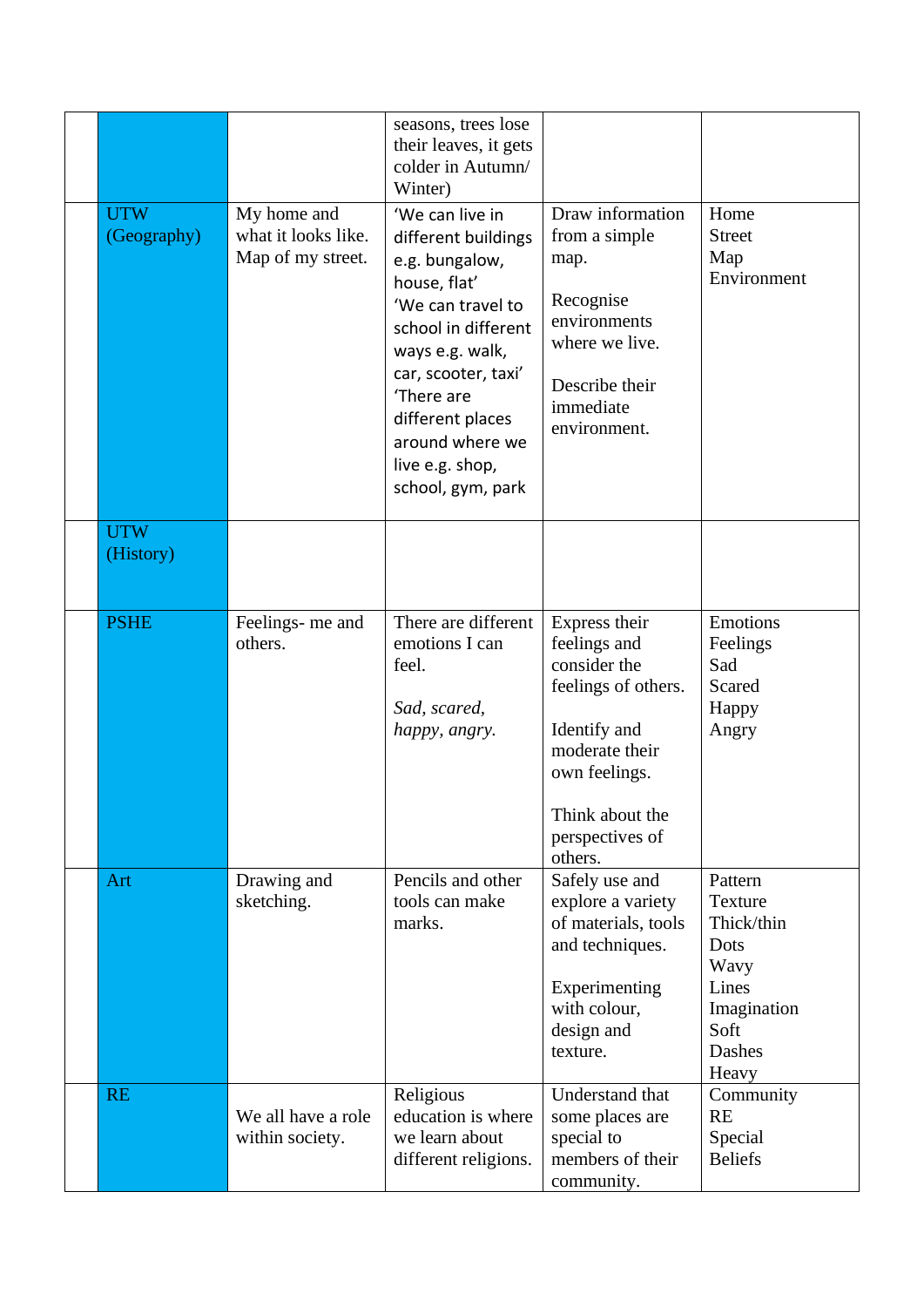| | | | | | |
|---|---|---|---|---|---|
| | | | seasons, trees lose their leaves, it gets colder in Autumn/ Winter) | | |
| | UTW (Geography) | My home and what it looks like. Map of my street. | 'We can live in different buildings e.g. bungalow, house, flat' 'We can travel to school in different ways e.g. walk, car, scooter, taxi' 'There are different places around where we live e.g. shop, school, gym, park | Draw information from a simple map.<br><br>Recognise environments where we live.<br><br>Describe their immediate environment. | Home<br>Street<br>Map<br>Environment |
| | UTW (History) | | | | |
| | PSHE | Feelings- me and others. | There are different emotions I can feel.<br><br>*Sad, scared, happy, angry.* | Express their feelings and consider the feelings of others.<br><br>Identify and moderate their own feelings.<br><br>Think about the perspectives of others. | Emotions<br>Feelings<br>Sad<br>Scared<br>Happy<br>Angry |
| | Art | Drawing and sketching. | Pencils and other tools can make marks. | Safely use and explore a variety of materials, tools and techniques.<br><br>Experimenting with colour, design and texture. | Pattern<br>Texture<br>Thick/thin<br>Dots<br>Wavy<br>Lines<br>Imagination<br>Soft<br>Dashes<br>Heavy |
| | RE | We all have a role within society. | Religious education is where we learn about different religions. | Understand that some places are special to members of their community. | Community<br>RE<br>Special<br>Beliefs |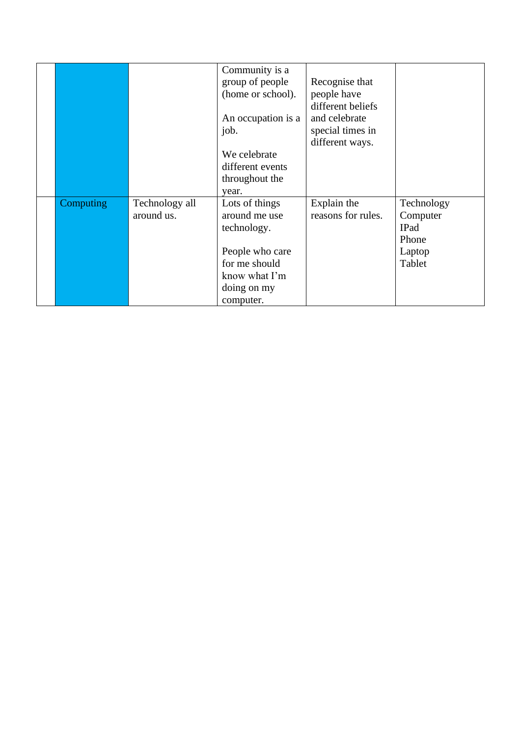| | | | | | |
|---|---|---|---|---|---|
| | | | Community is a group of people (home or school).<br><br>An occupation is a job.<br><br>We celebrate different events throughout the year. | Recognise that people have different beliefs and celebrate special times in different ways. | |
| | Computing | Technology all around us. | Lots of things around me use technology.<br><br>People who care for me should know what I'm doing on my computer. | Explain the reasons for rules. | Technology<br>Computer<br>IPad<br>Phone<br>Laptop<br>Tablet |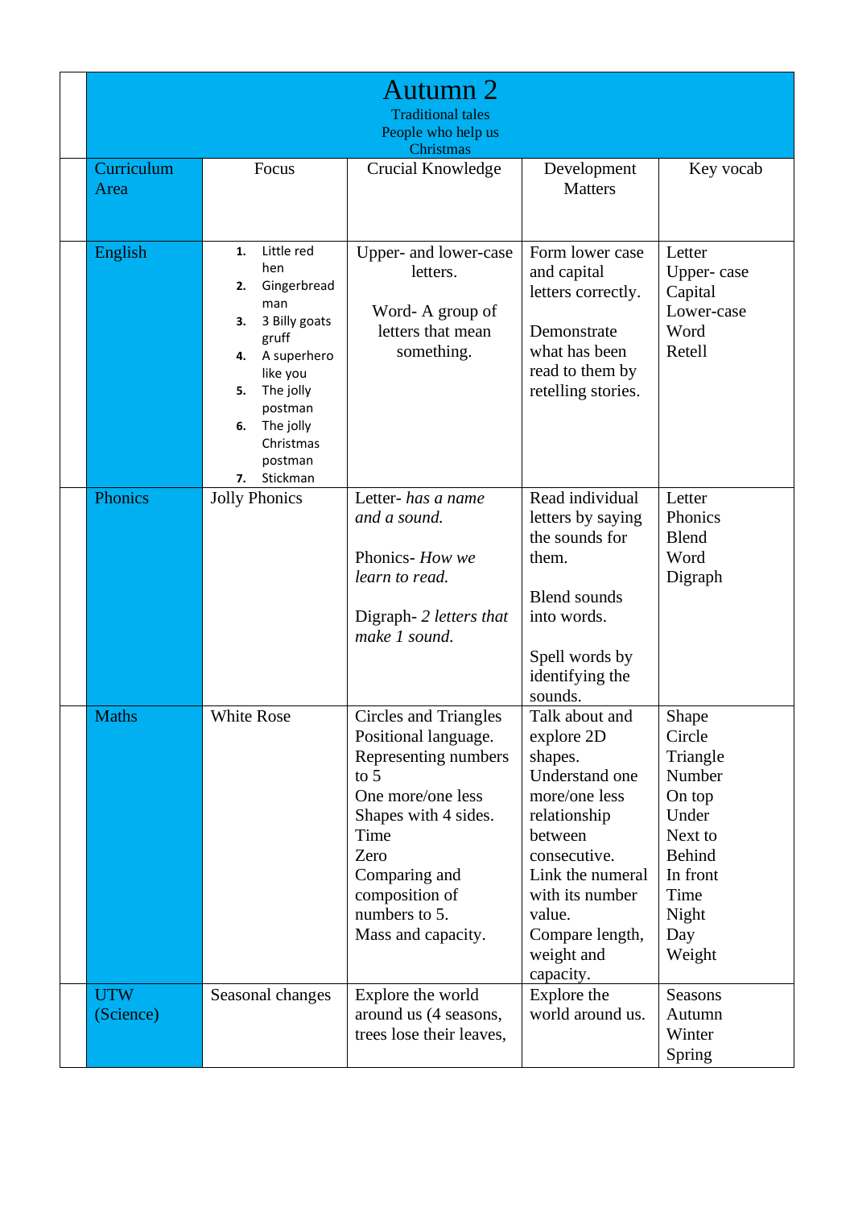# Autumn 2

Traditional tales
People who help us
Christmas

| Curriculum Area | Focus | Crucial Knowledge | Development Matters | Key vocab |
|---|---|---|---|---|
| English | 1. Little red hen<br>2. Gingerbread man<br>3. 3 Billy goats gruff<br>4. A superhero like you<br>5. The jolly postman<br>6. The jolly Christmas postman<br>7. Stickman | Upper- and lower-case letters.<br><br>Word- A group of letters that mean something. | Form lower case and capital letters correctly.<br><br>Demonstrate what has been read to them by retelling stories. | Letter<br>Upper- case<br>Capital<br>Lower-case<br>Word<br>Retell |
| Phonics | Jolly Phonics | Letter- *has a name and a sound.*<br><br>Phonics- *How we learn to read.*<br><br>Digraph- *2 letters that make 1 sound.* | Read individual letters by saying the sounds for them.<br><br>Blend sounds into words.<br><br>Spell words by identifying the sounds. | Letter<br>Phonics<br>Blend<br>Word<br>Digraph |
| Maths | White Rose | Circles and Triangles<br>Positional language.<br>Representing numbers to 5<br>One more/one less<br>Shapes with 4 sides.<br>Time<br>Zero<br>Comparing and composition of numbers to 5.<br>Mass and capacity. | Talk about and explore 2D shapes.<br>Understand one more/one less relationship between consecutive.<br>Link the numeral with its number value.<br>Compare length, weight and capacity. | Shape<br>Circle<br>Triangle<br>Number<br>On top<br>Under<br>Next to<br>Behind<br>In front<br>Time<br>Night<br>Day<br>Weight |
| UTW (Science) | Seasonal changes | Explore the world around us (4 seasons, trees lose their leaves, | Explore the world around us. | Seasons<br>Autumn<br>Winter<br>Spring |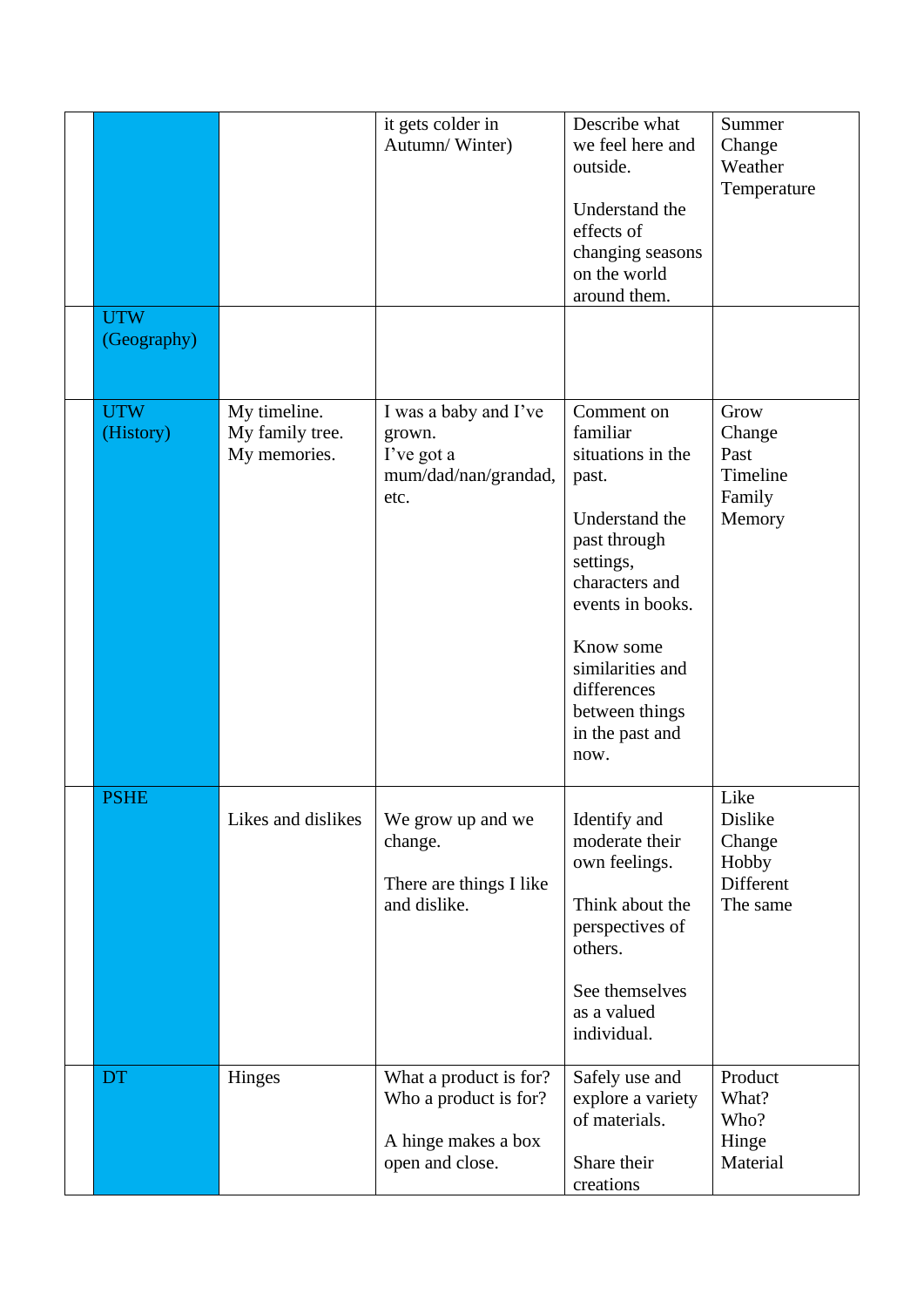| | | | | | |
|---|---|---|---|---|---|
| | | | it gets colder in Autumn/ Winter) | Describe what we feel here and outside.<br><br>Understand the effects of changing seasons on the world around them. | Summer<br>Change<br>Weather<br>Temperature |
| | UTW (Geography) | | | | |
| | UTW (History) | My timeline.<br>My family tree.<br>My memories. | I was a baby and I've grown.<br>I've got a mum/dad/nan/grandad, etc. | Comment on familiar situations in the past.<br><br>Understand the past through settings, characters and events in books.<br><br>Know some similarities and differences between things in the past and now. | Grow<br>Change<br>Past<br>Timeline<br>Family<br>Memory |
| | PSHE | Likes and dislikes | We grow up and we change.<br><br>There are things I like and dislike. | Identify and moderate their own feelings.<br><br>Think about the perspectives of others.<br><br>See themselves as a valued individual. | Like<br>Dislike<br>Change<br>Hobby<br>Different<br>The same |
| | DT | Hinges | What a product is for?<br>Who a product is for?<br><br>A hinge makes a box open and close. | Safely use and explore a variety of materials.<br><br>Share their creations | Product<br>What?<br>Who?<br>Hinge<br>Material |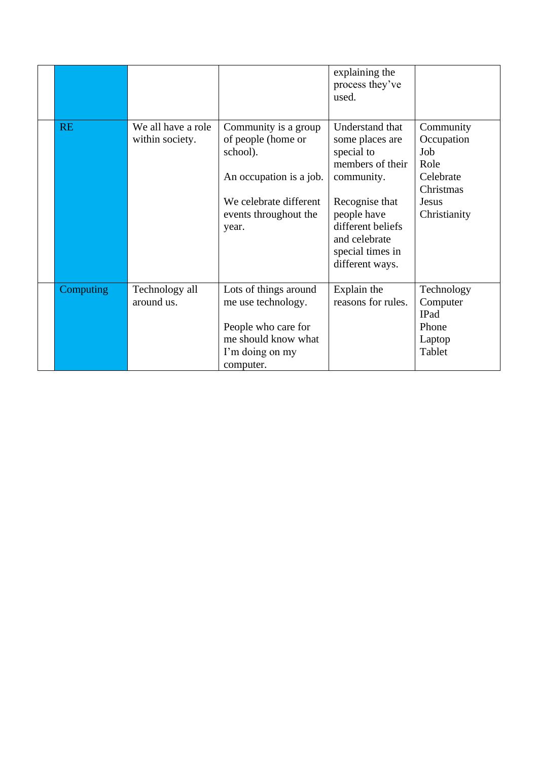| | | | | | |
|---|---|---|---|---|---|
| | | | | explaining the process they've used. | |
| | RE | We all have a role within society. | Community is a group of people (home or school).<br><br>An occupation is a job.<br><br>We celebrate different events throughout the year. | Understand that some places are special to members of their community.<br><br>Recognise that people have different beliefs and celebrate special times in different ways. | Community<br>Occupation<br>Job<br>Role<br>Celebrate<br>Christmas<br>Jesus<br>Christianity |
| | Computing | Technology all around us. | Lots of things around me use technology.<br><br>People who care for me should know what I'm doing on my computer. | Explain the reasons for rules. | Technology<br>Computer<br>IPad<br>Phone<br>Laptop<br>Tablet |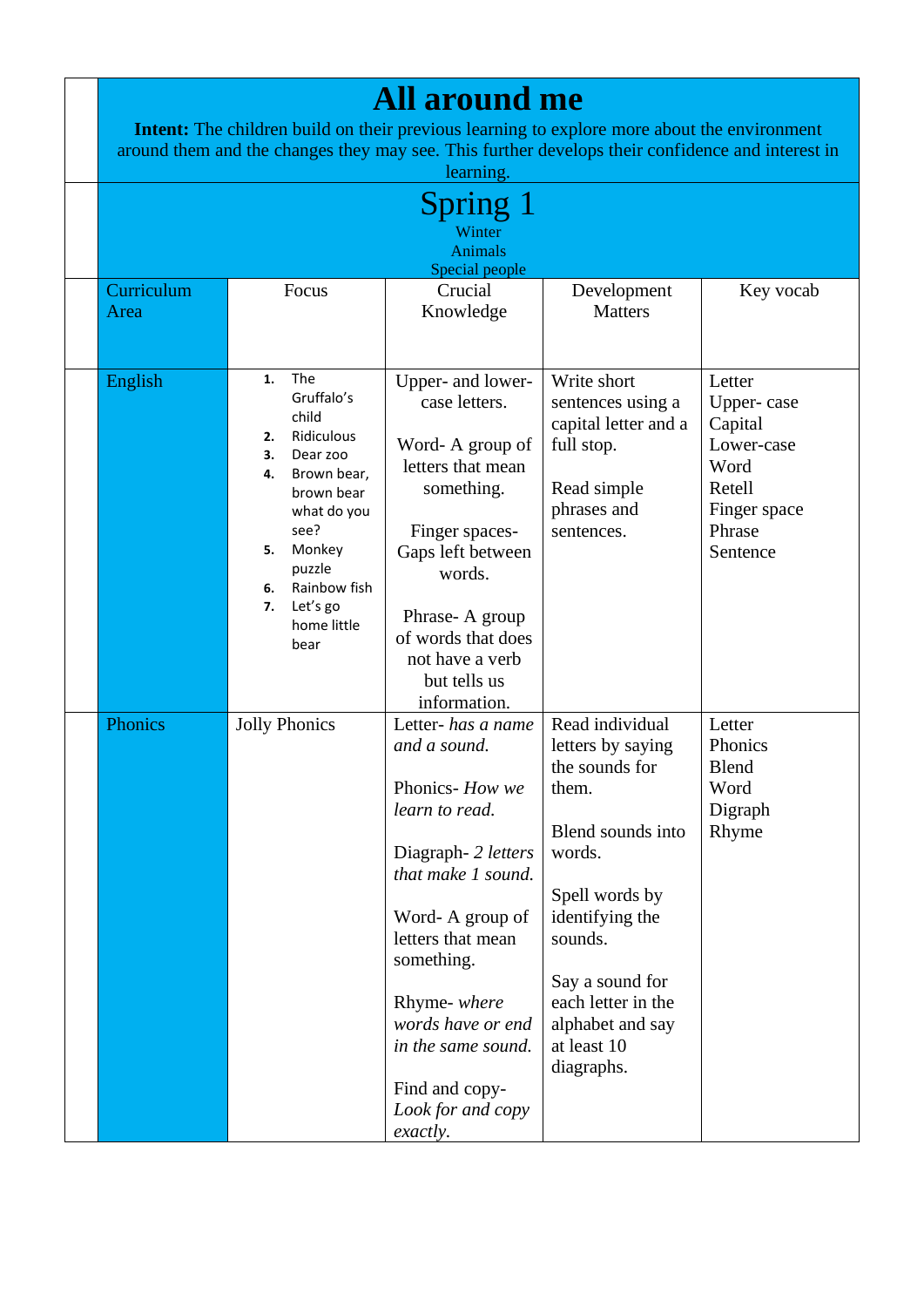# All around me

**Intent:** The children build on their previous learning to explore more about the environment around them and the changes they may see. This further develops their confidence and interest in learning.

## Spring 1

Winter
Animals
Special people

| Curriculum Area | Focus | Crucial Knowledge | Development Matters | Key vocab |
|---|---|---|---|---|
| English | 1. The Gruffalo's child<br>2. Ridiculous<br>3. Dear zoo<br>4. Brown bear, brown bear what do you see?<br>5. Monkey puzzle<br>6. Rainbow fish<br>7. Let's go home little bear | Upper- and lower-case letters.<br><br>Word- A group of letters that mean something.<br><br>Finger spaces- Gaps left between words.<br><br>Phrase- A group of words that does not have a verb but tells us information. | Write short sentences using a capital letter and a full stop.<br><br>Read simple phrases and sentences. | Letter<br>Upper- case<br>Capital<br>Lower-case<br>Word<br>Retell<br>Finger space<br>Phrase<br>Sentence |
| Phonics | Jolly Phonics | Letter- *has a name and a sound.*<br><br>Phonics- *How we learn to read.*<br><br>Diagraph- *2 letters that make 1 sound.*<br><br>Word- A group of letters that mean something.<br><br>Rhyme- *where words have or end in the same sound.*<br><br>Find and copy- *Look for and copy exactly*. | Read individual letters by saying the sounds for them.<br><br>Blend sounds into words.<br><br>Spell words by identifying the sounds.<br><br>Say a sound for each letter in the alphabet and say at least 10 diagraphs. | Letter<br>Phonics<br>Blend<br>Word<br>Digraph<br>Rhyme |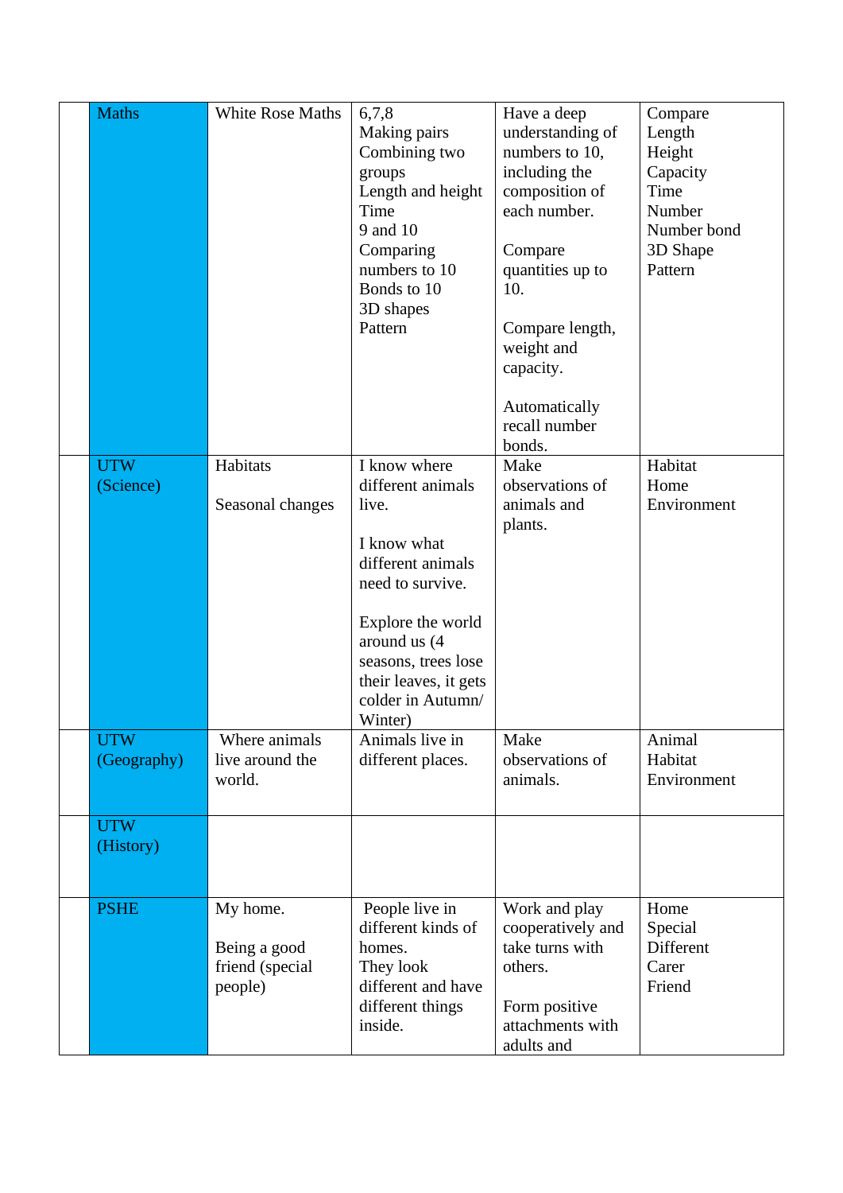| | | | | | |
|---|---|---|---|---|---|
| | Maths | White Rose Maths | 6,7,8<br>Making pairs<br>Combining two groups<br>Length and height<br>Time<br>9 and 10<br>Comparing numbers to 10<br>Bonds to 10<br>3D shapes<br>Pattern | Have a deep understanding of numbers to 10, including the composition of each number.<br><br>Compare quantities up to 10.<br><br>Compare length, weight and capacity.<br><br>Automatically recall number bonds. | Compare<br>Length<br>Height<br>Capacity<br>Time<br>Number<br>Number bond<br>3D Shape<br>Pattern |
| | UTW (Science) | Habitats<br><br>Seasonal changes | I know where different animals live.<br><br>I know what different animals need to survive.<br><br>Explore the world around us (4 seasons, trees lose their leaves, it gets colder in Autumn/ Winter) | Make observations of animals and plants. | Habitat<br>Home<br>Environment |
| | UTW (Geography) | Where animals live around the world. | Animals live in different places. | Make observations of animals. | Animal<br>Habitat<br>Environment |
| | UTW (History) | | | | |
| | PSHE | My home.<br><br>Being a good friend (special people) | People live in different kinds of homes.<br>They look different and have different things inside. | Work and play cooperatively and take turns with others.<br><br>Form positive attachments with adults and | Home<br>Special<br>Different<br>Carer<br>Friend |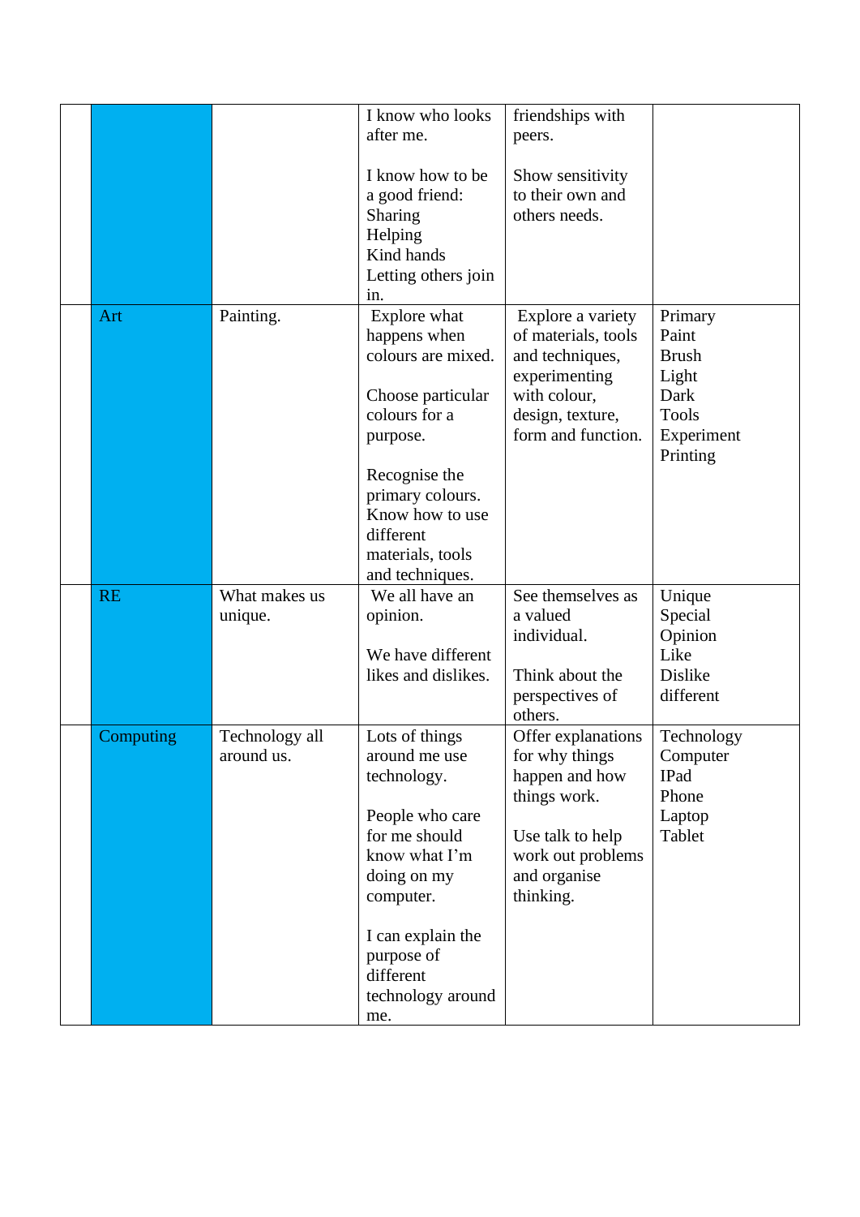| | | | | | |
|---|---|---|---|---|---|
| | | | I know who looks after me.<br><br>I know how to be a good friend:<br>Sharing<br>Helping<br>Kind hands<br>Letting others join in. | friendships with peers.<br><br>Show sensitivity to their own and others needs. | |
| | Art | Painting. | Explore what happens when colours are mixed.<br><br>Choose particular colours for a purpose.<br><br>Recognise the primary colours.<br>Know how to use different materials, tools and techniques. | Explore a variety of materials, tools and techniques, experimenting with colour, design, texture, form and function. | Primary<br>Paint<br>Brush<br>Light<br>Dark<br>Tools<br>Experiment<br>Printing |
| | RE | What makes us unique. | We all have an opinion.<br><br>We have different likes and dislikes. | See themselves as a valued individual.<br><br>Think about the perspectives of others. | Unique<br>Special<br>Opinion<br>Like<br>Dislike<br>different |
| | Computing | Technology all around us. | Lots of things around me use technology.<br><br>People who care for me should know what I'm doing on my computer.<br><br>I can explain the purpose of different technology around me. | Offer explanations for why things happen and how things work.<br><br>Use talk to help work out problems and organise thinking. | Technology<br>Computer<br>IPad<br>Phone<br>Laptop<br>Tablet |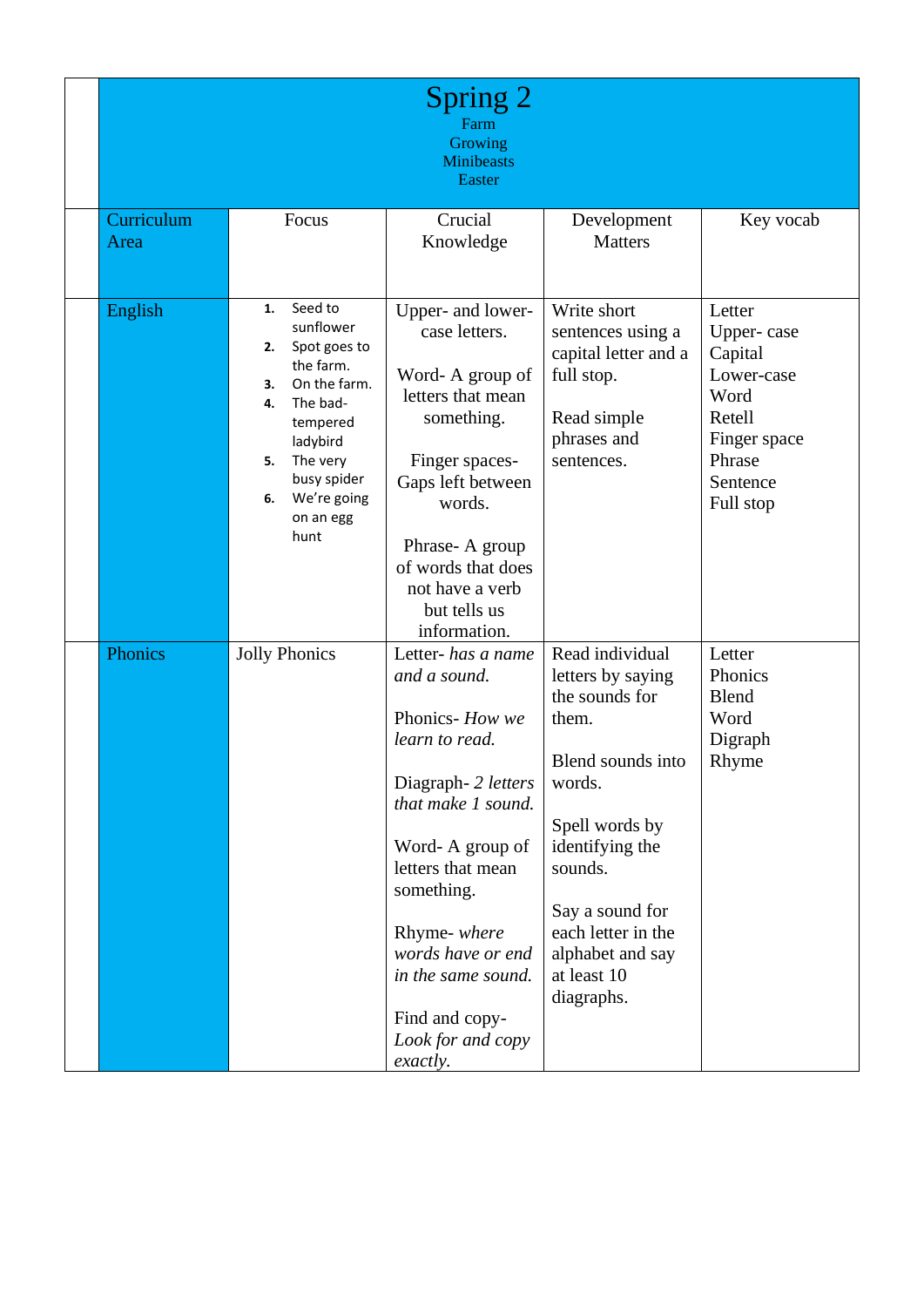# Spring 2

Farm
Growing
Minibeasts
Easter

| Curriculum Area | Focus | Crucial Knowledge | Development Matters | Key vocab |
|---|---|---|---|---|
| English | 1. Seed to sunflower<br>2. Spot goes to the farm.<br>3. On the farm.<br>4. The bad-tempered ladybird<br>5. The very busy spider<br>6. We're going on an egg hunt | Upper- and lower-case letters.<br><br>Word- A group of letters that mean something.<br><br>Finger spaces- Gaps left between words.<br><br>Phrase- A group of words that does not have a verb but tells us information. | Write short sentences using a capital letter and a full stop.<br><br>Read simple phrases and sentences. | Letter<br>Upper- case<br>Capital<br>Lower-case<br>Word<br>Retell<br>Finger space<br>Phrase<br>Sentence<br>Full stop |
| Phonics | Jolly Phonics | Letter- *has a name and a sound.*<br><br>Phonics- *How we learn to read.*<br><br>Diagraph- *2 letters that make 1 sound.*<br><br>Word- A group of letters that mean something.<br><br>Rhyme- *where words have or end in the same sound.*<br><br>Find and copy- *Look for and copy exactly.* | Read individual letters by saying the sounds for them.<br><br>Blend sounds into words.<br><br>Spell words by identifying the sounds.<br><br>Say a sound for each letter in the alphabet and say at least 10 diagraphs. | Letter<br>Phonics<br>Blend<br>Word<br>Digraph<br>Rhyme |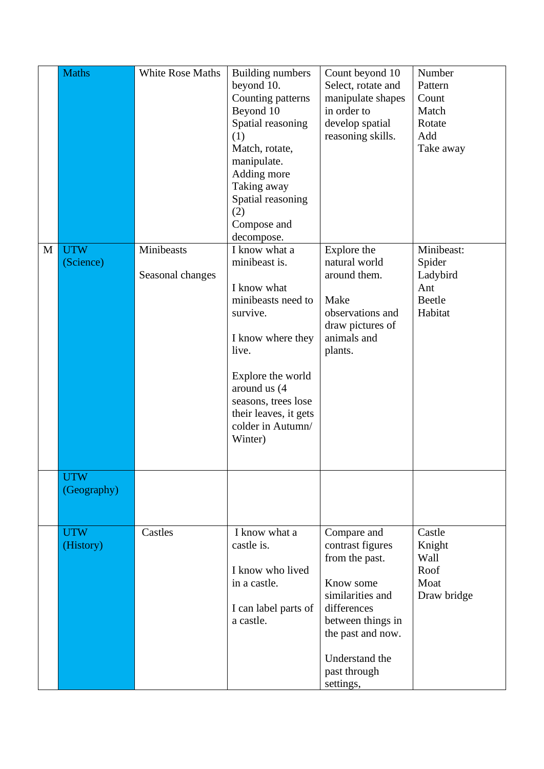|  |  |  |  |  |  |
|---|---|---|---|---|---|
|  | Maths | White Rose Maths | Building numbers beyond 10.<br>Counting patterns Beyond 10<br>Spatial reasoning (1)<br>Match, rotate, manipulate.<br>Adding more<br>Taking away<br>Spatial reasoning (2)<br>Compose and decompose. | Count beyond 10<br>Select, rotate and manipulate shapes in order to develop spatial reasoning skills. | Number<br>Pattern<br>Count<br>Match<br>Rotate<br>Add<br>Take away |
| M | UTW (Science) | Minibeasts<br><br>Seasonal changes | I know what a minibeast is.<br><br>I know what minibeasts need to survive.<br><br>I know where they live.<br><br>Explore the world around us (4 seasons, trees lose their leaves, it gets colder in Autumn/ Winter) | Explore the natural world around them.<br><br>Make observations and draw pictures of animals and plants. | Minibeast:<br>Spider<br>Ladybird<br>Ant<br>Beetle<br>Habitat |
|  | UTW (Geography) |  |  |  |  |
|  | UTW (History) | Castles | I know what a castle is.<br><br>I know who lived in a castle.<br><br>I can label parts of a castle. | Compare and contrast figures from the past.<br><br>Know some similarities and differences between things in the past and now.<br><br>Understand the past through settings, | Castle<br>Knight<br>Wall<br>Roof<br>Moat<br>Draw bridge |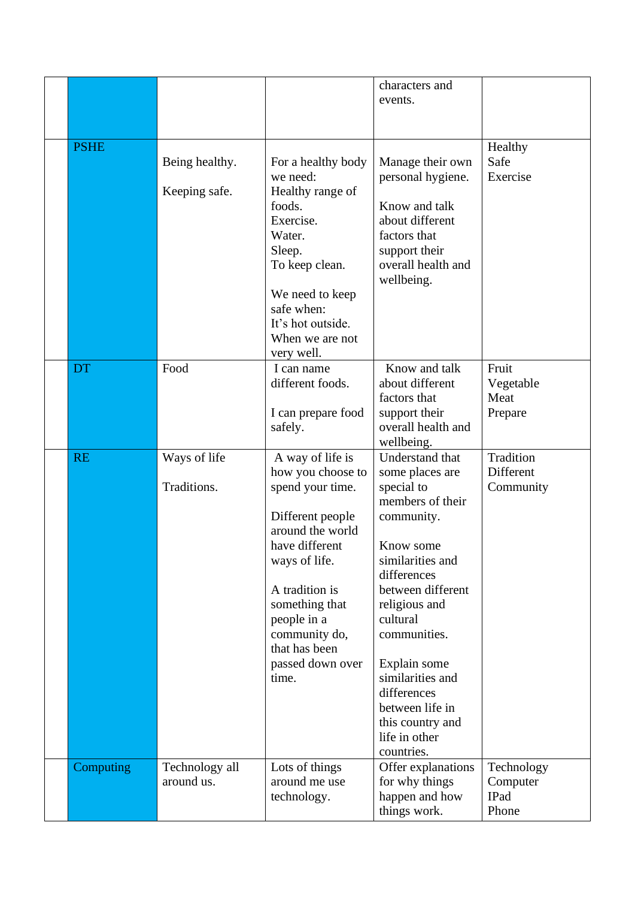|  |  |  |  |  |  |
|---|---|---|---|---|---|
|  |  |  |  | characters and events. |  |
|  | PSHE | Being healthy.<br><br>Keeping safe. | For a healthy body we need:<br>Healthy range of foods.<br>Exercise.<br>Water.<br>Sleep.<br>To keep clean.<br><br>We need to keep safe when:<br>It's hot outside.<br>When we are not very well. | Manage their own personal hygiene.<br><br>Know and talk about different factors that support their overall health and wellbeing. | Healthy<br>Safe<br>Exercise |
|  | DT | Food | I can name different foods.<br><br>I can prepare food safely. | Know and talk about different factors that support their overall health and wellbeing. | Fruit<br>Vegetable<br>Meat<br>Prepare |
|  | RE | Ways of life<br><br>Traditions. | A way of life is how you choose to spend your time.<br><br>Different people around the world have different ways of life.<br><br>A tradition is something that people in a community do, that has been passed down over time. | Understand that some places are special to members of their community.<br><br>Know some similarities and differences between different religious and cultural communities.<br><br>Explain some similarities and differences between life in this country and life in other countries. | Tradition<br>Different<br>Community |
|  | Computing | Technology all around us. | Lots of things around me use technology. | Offer explanations for why things happen and how things work. | Technology<br>Computer<br>IPad<br>Phone |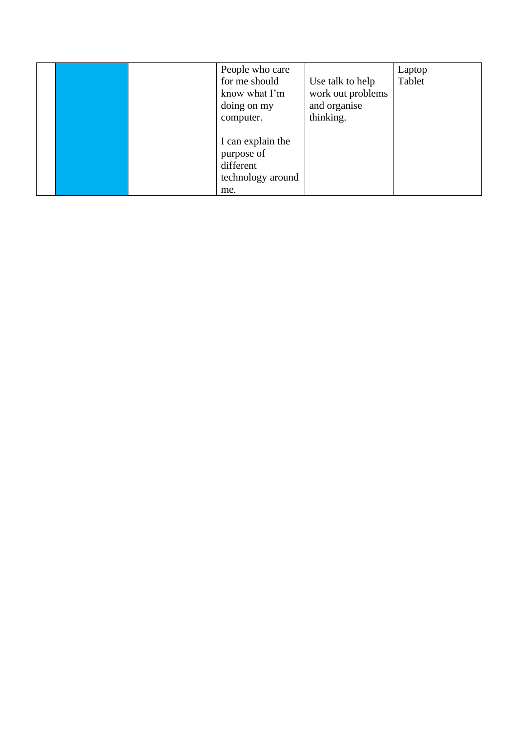| | | | | | |
|---|---|---|---|---|---|
| | | | People who care for me should know what I'm doing on my computer.<br><br>I can explain the purpose of different technology around me. | Use talk to help work out problems and organise thinking. | Laptop<br>Tablet |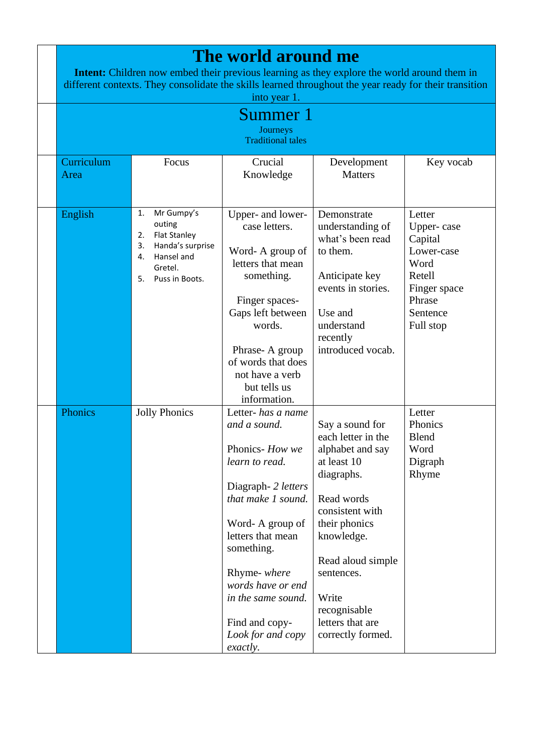# The world around me

**Intent:** Children now embed their previous learning as they explore the world around them in different contexts. They consolidate the skills learned throughout the year ready for their transition into year 1.

## Summer 1

Journeys
Traditional tales

| Curriculum Area | Focus | Crucial Knowledge | Development Matters | Key vocab |
|---|---|---|---|---|
| English | 1. Mr Gumpy's outing<br>2. Flat Stanley<br>3. Handa's surprise<br>4. Hansel and Gretel.<br>5. Puss in Boots. | Upper- and lower-case letters.<br><br>Word- A group of letters that mean something.<br><br>Finger spaces- Gaps left between words.<br><br>Phrase- A group of words that does not have a verb but tells us information. | Demonstrate understanding of what's been read to them.<br><br>Anticipate key events in stories.<br><br>Use and understand recently introduced vocab. | Letter<br>Upper- case<br>Capital<br>Lower-case<br>Word<br>Retell<br>Finger space<br>Phrase<br>Sentence<br>Full stop |
| Phonics | Jolly Phonics | Letter- *has a name and a sound.*<br><br>Phonics- *How we learn to read.*<br><br>Diagraph- *2 letters that make 1 sound.*<br><br>Word- A group of letters that mean something.<br><br>Rhyme- *where words have or end in the same sound.*<br><br>Find and copy- *Look for and copy exactly.* | Say a sound for each letter in the alphabet and say at least 10 diagraphs.<br><br>Read words consistent with their phonics knowledge.<br><br>Read aloud simple sentences.<br><br>Write recognisable letters that are correctly formed. | Letter<br>Phonics<br>Blend<br>Word<br>Digraph<br>Rhyme |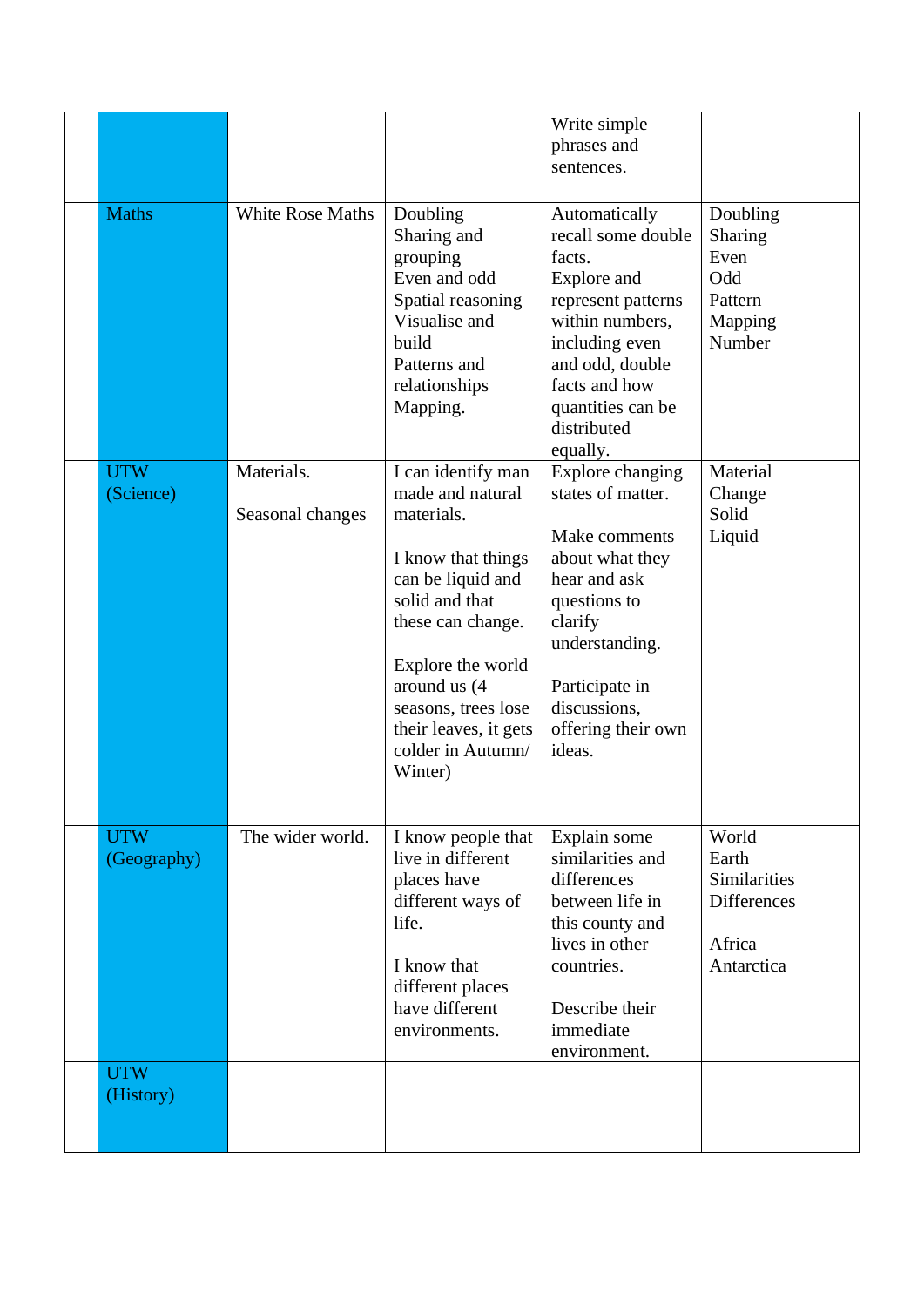| | | | | | |
|---|---|---|---|---|---|
| | | | | Write simple phrases and sentences. | |
| | Maths | White Rose Maths | Doubling<br>Sharing and grouping<br>Even and odd<br>Spatial reasoning<br>Visualise and build<br>Patterns and relationships<br>Mapping. | Automatically recall some double facts.<br>Explore and represent patterns within numbers, including even and odd, double facts and how quantities can be distributed equally. | Doubling<br>Sharing<br>Even<br>Odd<br>Pattern<br>Mapping<br>Number |
| | UTW (Science) | Materials.<br><br>Seasonal changes | I can identify man made and natural materials.<br><br>I know that things can be liquid and solid and that these can change.<br><br>Explore the world around us (4 seasons, trees lose their leaves, it gets colder in Autumn/ Winter) | Explore changing states of matter.<br><br>Make comments about what they hear and ask questions to clarify understanding.<br><br>Participate in discussions, offering their own ideas. | Material<br>Change<br>Solid<br>Liquid |
| | UTW (Geography) | The wider world. | I know people that live in different places have different ways of life.<br><br>I know that different places have different environments. | Explain some similarities and differences between life in this county and lives in other countries.<br><br>Describe their immediate environment. | World<br>Earth<br>Similarities<br>Differences<br><br>Africa<br>Antarctica |
| | UTW (History) | | | | |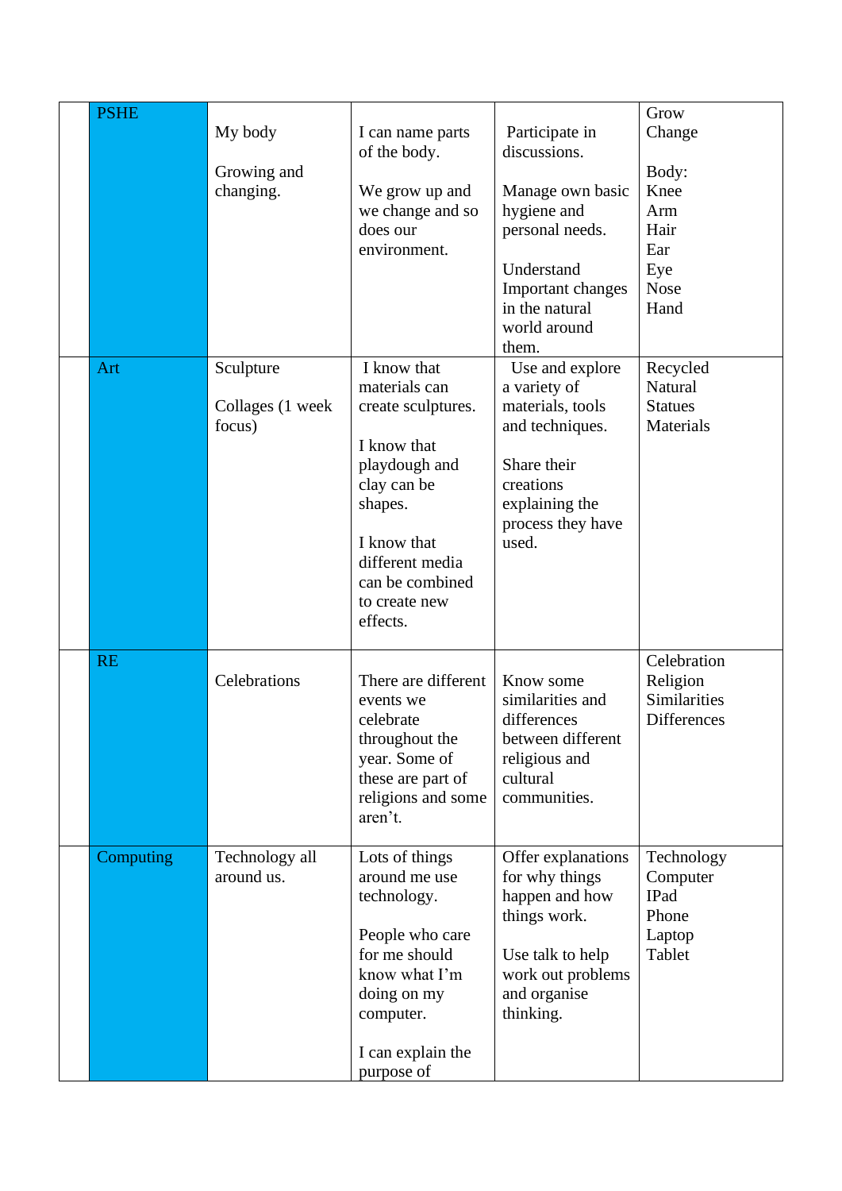| | | | | | |
|---|---|---|---|---|---|
| | PSHE | My body<br><br>Growing and changing. | I can name parts of the body.<br><br>We grow up and we change and so does our environment. | Participate in discussions.<br><br>Manage own basic hygiene and personal needs.<br><br>Understand Important changes in the natural world around them. | Grow<br>Change<br><br>Body:<br>Knee<br>Arm<br>Hair<br>Ear<br>Eye<br>Nose<br>Hand |
| | Art | Sculpture<br><br>Collages (1 week focus) | I know that materials can create sculptures.<br><br>I know that playdough and clay can be shapes.<br><br>I know that different media can be combined to create new effects. | Use and explore a variety of materials, tools and techniques.<br><br>Share their creations explaining the process they have used. | Recycled<br>Natural<br>Statues<br>Materials |
| | RE | Celebrations | There are different events we celebrate throughout the year. Some of these are part of religions and some aren't. | Know some similarities and differences between different religious and cultural communities. | Celebration<br>Religion<br>Similarities<br>Differences |
| | Computing | Technology all around us. | Lots of things around me use technology.<br><br>People who care for me should know what I'm doing on my computer.<br><br>I can explain the purpose of | Offer explanations for why things happen and how things work.<br><br>Use talk to help work out problems and organise thinking. | Technology<br>Computer<br>IPad<br>Phone<br>Laptop<br>Tablet |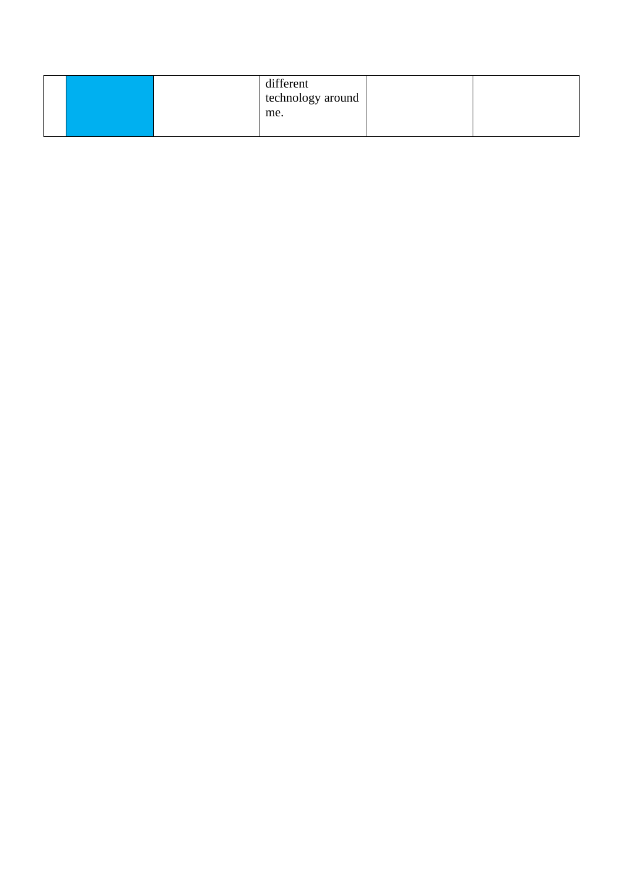| | | | | | |
|---|---|---|---|---|---|
| | | | different technology around me. | | |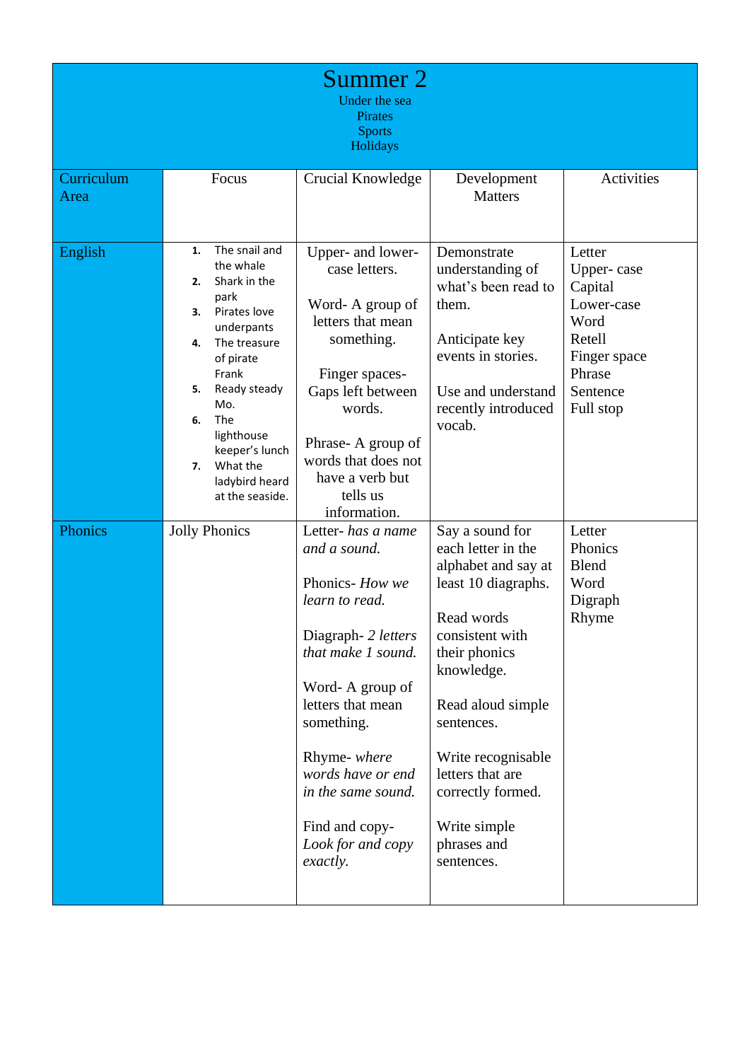# Summer 2

Under the sea
Pirates
Sports
Holidays

| Curriculum Area | Focus | Crucial Knowledge | Development Matters | Activities |
|---|---|---|---|---|
| English | 1. The snail and the whale<br>2. Shark in the park<br>3. Pirates love underpants<br>4. The treasure of pirate Frank<br>5. Ready steady Mo.<br>6. The lighthouse keeper's lunch<br>7. What the ladybird heard at the seaside. | Upper- and lower-case letters.<br><br>Word- A group of letters that mean something.<br><br>Finger spaces- Gaps left between words.<br><br>Phrase- A group of words that does not have a verb but tells us information. | Demonstrate understanding of what's been read to them.<br><br>Anticipate key events in stories.<br><br>Use and understand recently introduced vocab. | Letter<br>Upper- case<br>Capital<br>Lower-case<br>Word<br>Retell<br>Finger space<br>Phrase<br>Sentence<br>Full stop |
| Phonics | Jolly Phonics | Letter- *has a name and a sound.*<br><br>Phonics- *How we learn to read.*<br><br>Diagraph- *2 letters that make 1 sound.*<br><br>Word- A group of letters that mean something.<br><br>Rhyme- *where words have or end in the same sound.*<br><br>Find and copy- *Look for and copy exactly.* | Say a sound for each letter in the alphabet and say at least 10 diagraphs.<br><br>Read words consistent with their phonics knowledge.<br><br>Read aloud simple sentences.<br><br>Write recognisable letters that are correctly formed.<br><br>Write simple phrases and sentences. | Letter<br>Phonics<br>Blend<br>Word<br>Digraph<br>Rhyme |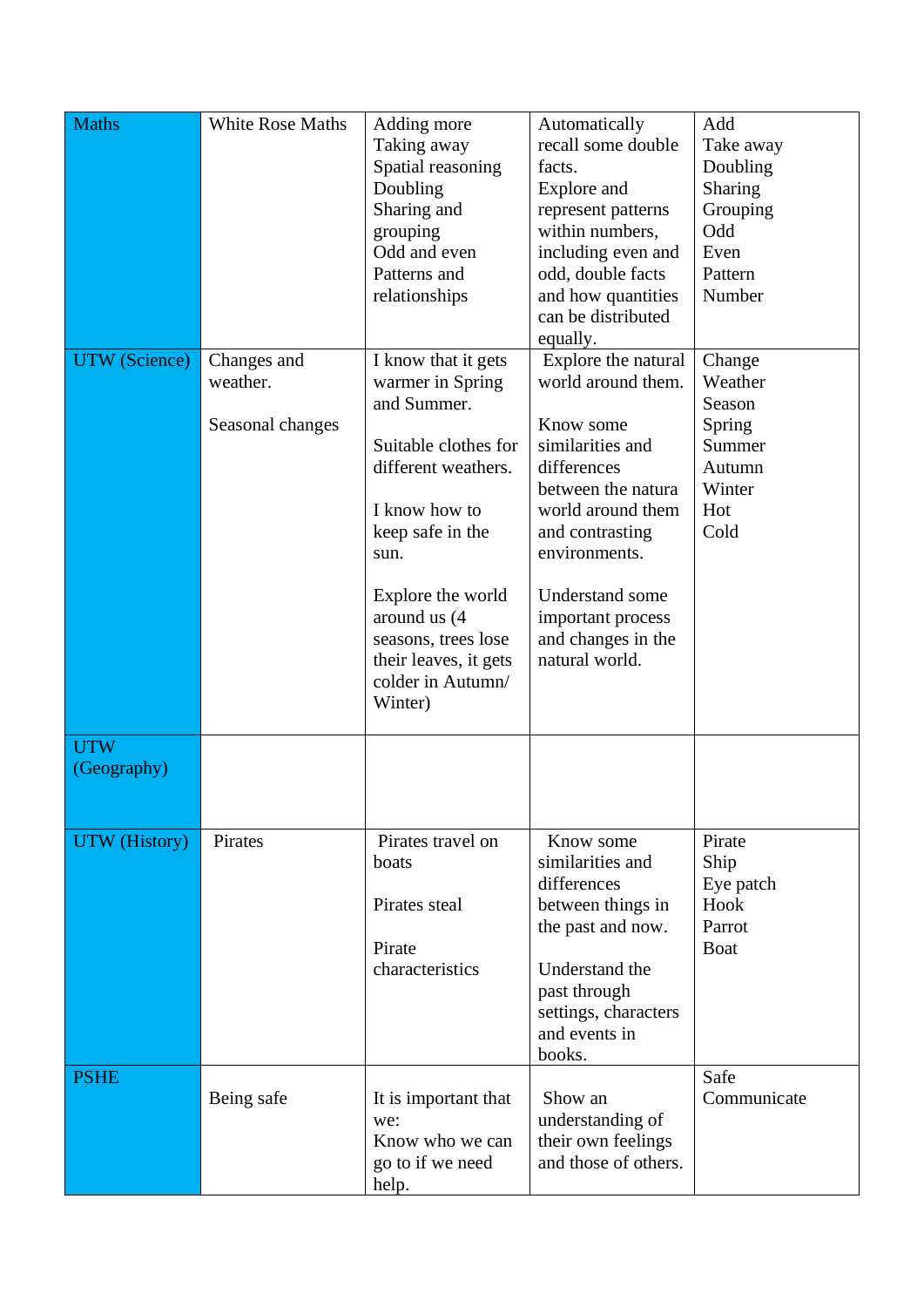| | | | | |
|---|---|---|---|---|
| Maths | White Rose Maths | Adding more<br>Taking away<br>Spatial reasoning<br>Doubling<br>Sharing and grouping<br>Odd and even<br>Patterns and relationships | Automatically recall some double facts.<br>Explore and represent patterns within numbers, including even and odd, double facts and how quantities can be distributed equally. | Add<br>Take away<br>Doubling<br>Sharing<br>Grouping<br>Odd<br>Even<br>Pattern<br>Number |
| UTW (Science) | Changes and weather.<br><br>Seasonal changes | I know that it gets warmer in Spring and Summer.<br><br>Suitable clothes for different weathers.<br><br>I know how to keep safe in the sun.<br><br>Explore the world around us (4 seasons, trees lose their leaves, it gets colder in Autumn/ Winter) | Explore the natural world around them.<br><br>Know some similarities and differences between the natura world around them and contrasting environments.<br><br>Understand some important process and changes in the natural world. | Change<br>Weather<br>Season<br>Spring<br>Summer<br>Autumn<br>Winter<br>Hot<br>Cold |
| UTW (Geography) | | | | |
| UTW (History) | Pirates | Pirates travel on boats<br><br>Pirates steal<br><br>Pirate characteristics | Know some similarities and differences between things in the past and now.<br><br>Understand the past through settings, characters and events in books. | Pirate<br>Ship<br>Eye patch<br>Hook<br>Parrot<br>Boat |
| PSHE | Being safe | It is important that we:<br>Know who we can go to if we need help. | Show an understanding of their own feelings and those of others. | Safe<br>Communicate |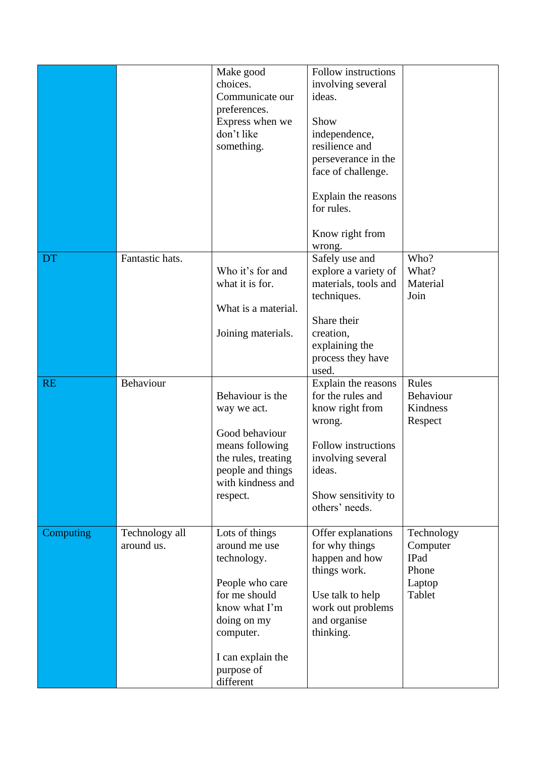| | | | | |
|---|---|---|---|---|
| | | Make good choices.<br>Communicate our preferences.<br>Express when we don't like something. | Follow instructions involving several ideas.<br><br>Show independence, resilience and perseverance in the face of challenge.<br><br>Explain the reasons for rules.<br><br>Know right from wrong. | |
| DT | Fantastic hats. | Who it's for and what it is for.<br><br>What is a material.<br><br>Joining materials. | Safely use and explore a variety of materials, tools and techniques.<br><br>Share their creation, explaining the process they have used. | Who?<br>What?<br>Material<br>Join |
| RE | Behaviour | Behaviour is the way we act.<br><br>Good behaviour means following the rules, treating people and things with kindness and respect. | Explain the reasons for the rules and know right from wrong.<br><br>Follow instructions involving several ideas.<br><br>Show sensitivity to others' needs. | Rules<br>Behaviour<br>Kindness<br>Respect |
| Computing | Technology all around us. | Lots of things around me use technology.<br><br>People who care for me should know what I'm doing on my computer.<br><br>I can explain the purpose of different | Offer explanations for why things happen and how things work.<br><br>Use talk to help work out problems and organise thinking. | Technology<br>Computer<br>IPad<br>Phone<br>Laptop<br>Tablet |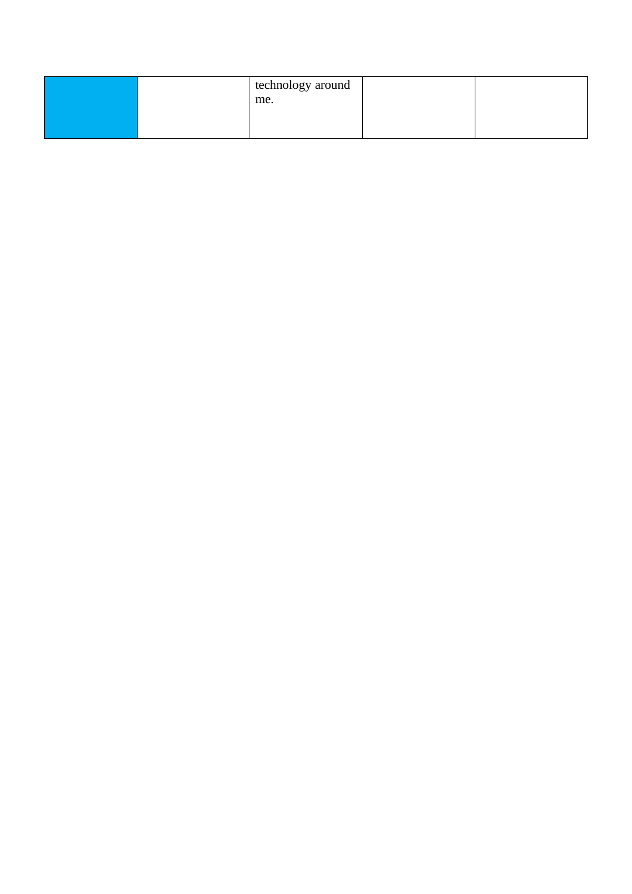| | | | | |
|---|---|---|---|---|
| | | technology around me. | | |